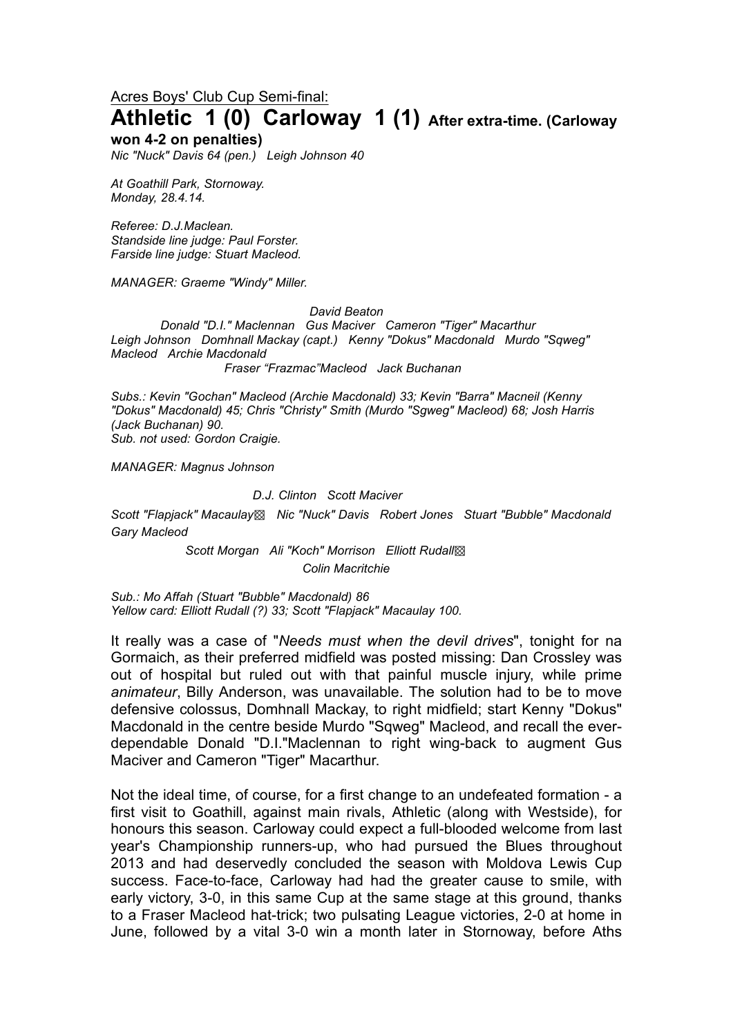Acres Boys' Club Cup Semi-final:

# Athletic 1 (0) Carloway 1 (1) After extra-time. (Carloway won 4-2 on penalties)

*Nic "Nuck" Davis 64 (pen.)   Leigh Johnson 40*

*At Goathill Park, Stornoway.*
*Monday, 28.4.14.*

*Referee: D.J.Maclean.*
*Standside line judge: Paul Forster.*
*Farside line judge: Stuart Macleod.*

*MANAGER: Graeme "Windy" Miller.*

*David Beaton*
*Donald "D.I." Maclennan   Gus Maciver   Cameron "Tiger" Macarthur*
*Leigh Johnson   Domhnall Mackay (capt.)   Kenny "Dokus" Macdonald   Murdo "Sqweg" Macleod   Archie Macdonald*
*Fraser "Frazmac"Macleod   Jack Buchanan*

*Subs.: Kevin "Gochan" Macleod (Archie Macdonald) 33; Kevin "Barra" Macneil (Kenny "Dokus" Macdonald) 45; Chris "Christy" Smith (Murdo "Sgweg" Macleod) 68; Josh Harris (Jack Buchanan) 90.*
*Sub. not used: Gordon Craigie.*

*MANAGER: Magnus Johnson*

*D.J. Clinton   Scott Maciver*
*Scott "Flapjack" Macaulay▧   Nic "Nuck" Davis   Robert Jones   Stuart "Bubble" Macdonald   Gary Macleod*
*Scott Morgan   Ali "Koch" Morrison   Elliott Rudall▧*
*Colin Macritchie*

*Sub.: Mo Affah (Stuart "Bubble" Macdonald) 86*
*Yellow card: Elliott Rudall (?) 33; Scott "Flapjack" Macaulay 100.*

It really was a case of "*Needs must when the devil drives*", tonight for na Gormaich, as their preferred midfield was posted missing: Dan Crossley was out of hospital but ruled out with that painful muscle injury, while prime *animateur*, Billy Anderson, was unavailable. The solution had to be to move defensive colossus, Domhnall Mackay, to right midfield; start Kenny "Dokus" Macdonald in the centre beside Murdo "Sqweg" Macleod, and recall the ever-dependable Donald "D.I."Maclennan to right wing-back to augment Gus Maciver and Cameron "Tiger" Macarthur.

Not the ideal time, of course, for a first change to an undefeated formation - a first visit to Goathill, against main rivals, Athletic (along with Westside), for honours this season. Carloway could expect a full-blooded welcome from last year's Championship runners-up, who had pursued the Blues throughout 2013 and had deservedly concluded the season with Moldova Lewis Cup success. Face-to-face, Carloway had had the greater cause to smile, with early victory, 3-0, in this same Cup at the same stage at this ground, thanks to a Fraser Macleod hat-trick; two pulsating League victories, 2-0 at home in June, followed by a vital 3-0 win a month later in Stornoway, before Aths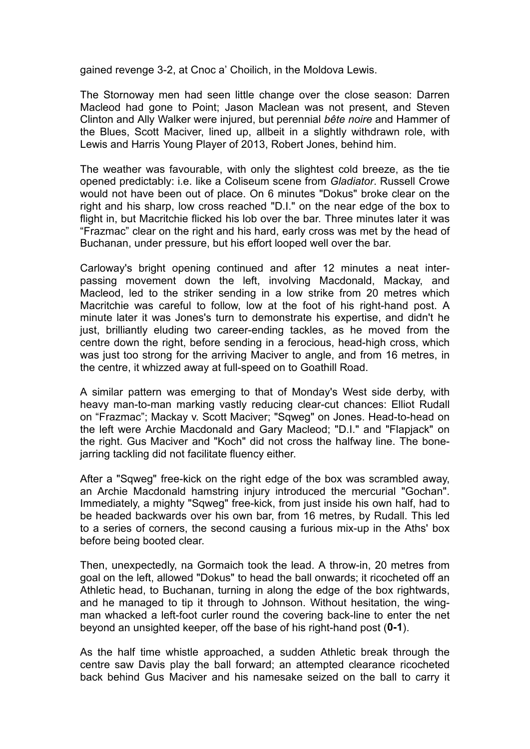gained revenge 3-2, at Cnoc a' Choilich, in the Moldova Lewis.

The Stornoway men had seen little change over the close season: Darren Macleod had gone to Point; Jason Maclean was not present, and Steven Clinton and Ally Walker were injured, but perennial *bête noire* and Hammer of the Blues, Scott Maciver, lined up, allbeit in a slightly withdrawn role, with Lewis and Harris Young Player of 2013, Robert Jones, behind him.

The weather was favourable, with only the slightest cold breeze, as the tie opened predictably: i.e. like a Coliseum scene from *Gladiator*. Russell Crowe would not have been out of place. On 6 minutes "Dokus" broke clear on the right and his sharp, low cross reached "D.I." on the near edge of the box to flight in, but Macritchie flicked his lob over the bar. Three minutes later it was "Frazmac" clear on the right and his hard, early cross was met by the head of Buchanan, under pressure, but his effort looped well over the bar.

Carloway's bright opening continued and after 12 minutes a neat inter-passing movement down the left, involving Macdonald, Mackay, and Macleod, led to the striker sending in a low strike from 20 metres which Macritchie was careful to follow, low at the foot of his right-hand post. A minute later it was Jones's turn to demonstrate his expertise, and didn't he just, brilliantly eluding two career-ending tackles, as he moved from the centre down the right, before sending in a ferocious, head-high cross, which was just too strong for the arriving Maciver to angle, and from 16 metres, in the centre, it whizzed away at full-speed on to Goathill Road.

A similar pattern was emerging to that of Monday's West side derby, with heavy man-to-man marking vastly reducing clear-cut chances: Elliot Rudall on "Frazmac"; Mackay v. Scott Maciver; "Sqweg" on Jones. Head-to-head on the left were Archie Macdonald and Gary Macleod; "D.I." and "Flapjack" on the right. Gus Maciver and "Koch" did not cross the halfway line. The bone-jarring tackling did not facilitate fluency either.

After a "Sqweg" free-kick on the right edge of the box was scrambled away, an Archie Macdonald hamstring injury introduced the mercurial "Gochan". Immediately, a mighty "Sqweg" free-kick, from just inside his own half, had to be headed backwards over his own bar, from 16 metres, by Rudall. This led to a series of corners, the second causing a furious mix-up in the Aths' box before being booted clear.

Then, unexpectedly, na Gormaich took the lead. A throw-in, 20 metres from goal on the left, allowed "Dokus" to head the ball onwards; it ricocheted off an Athletic head, to Buchanan, turning in along the edge of the box rightwards, and he managed to tip it through to Johnson. Without hesitation, the wing-man whacked a left-foot curler round the covering back-line to enter the net beyond an unsighted keeper, off the base of his right-hand post (**0-1**).

As the half time whistle approached, a sudden Athletic break through the centre saw Davis play the ball forward; an attempted clearance ricocheted back behind Gus Maciver and his namesake seized on the ball to carry it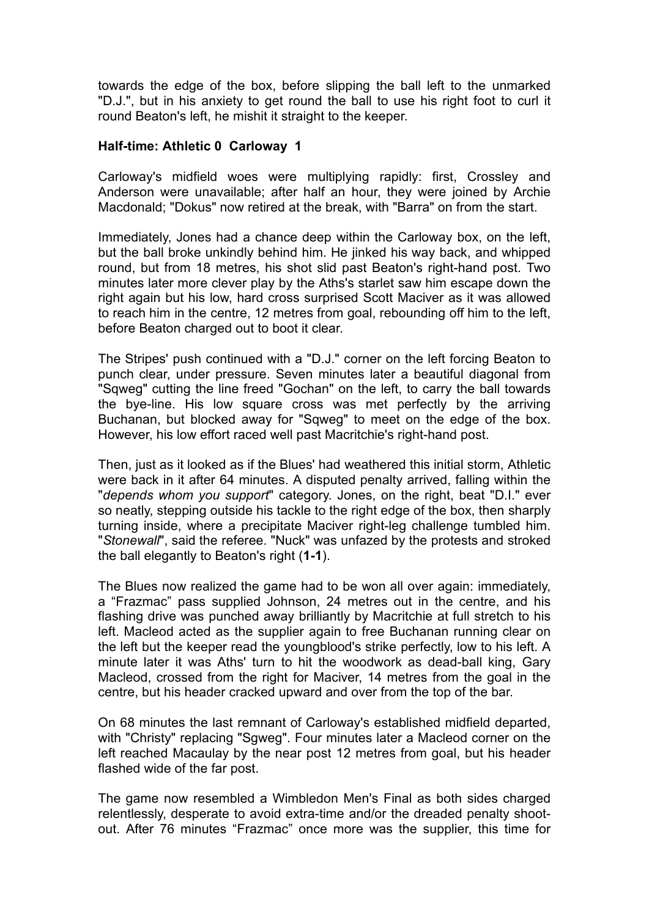towards the edge of the box, before slipping the ball left to the unmarked "D.J.", but in his anxiety to get round the ball to use his right foot to curl it round Beaton's left, he mishit it straight to the keeper.

**Half-time: Athletic 0 Carloway 1**

Carloway's midfield woes were multiplying rapidly: first, Crossley and Anderson were unavailable; after half an hour, they were joined by Archie Macdonald; "Dokus" now retired at the break, with "Barra" on from the start.

Immediately, Jones had a chance deep within the Carloway box, on the left, but the ball broke unkindly behind him. He jinked his way back, and whipped round, but from 18 metres, his shot slid past Beaton's right-hand post. Two minutes later more clever play by the Aths's starlet saw him escape down the right again but his low, hard cross surprised Scott Maciver as it was allowed to reach him in the centre, 12 metres from goal, rebounding off him to the left, before Beaton charged out to boot it clear.

The Stripes' push continued with a "D.J." corner on the left forcing Beaton to punch clear, under pressure. Seven minutes later a beautiful diagonal from "Sqweg" cutting the line freed "Gochan" on the left, to carry the ball towards the bye-line. His low square cross was met perfectly by the arriving Buchanan, but blocked away for "Sqweg" to meet on the edge of the box. However, his low effort raced well past Macritchie's right-hand post.

Then, just as it looked as if the Blues' had weathered this initial storm, Athletic were back in it after 64 minutes. A disputed penalty arrived, falling within the "*depends whom you support*" category. Jones, on the right, beat "D.I." ever so neatly, stepping outside his tackle to the right edge of the box, then sharply turning inside, where a precipitate Maciver right-leg challenge tumbled him. "*Stonewall*", said the referee. "Nuck" was unfazed by the protests and stroked the ball elegantly to Beaton's right (**1-1**).

The Blues now realized the game had to be won all over again: immediately, a "Frazmac" pass supplied Johnson, 24 metres out in the centre, and his flashing drive was punched away brilliantly by Macritchie at full stretch to his left. Macleod acted as the supplier again to free Buchanan running clear on the left but the keeper read the youngblood's strike perfectly, low to his left. A minute later it was Aths' turn to hit the woodwork as dead-ball king, Gary Macleod, crossed from the right for Maciver, 14 metres from the goal in the centre, but his header cracked upward and over from the top of the bar.

On 68 minutes the last remnant of Carloway's established midfield departed, with "Christy" replacing "Sgweg". Four minutes later a Macleod corner on the left reached Macaulay by the near post 12 metres from goal, but his header flashed wide of the far post.

The game now resembled a Wimbledon Men's Final as both sides charged relentlessly, desperate to avoid extra-time and/or the dreaded penalty shoot-out. After 76 minutes "Frazmac" once more was the supplier, this time for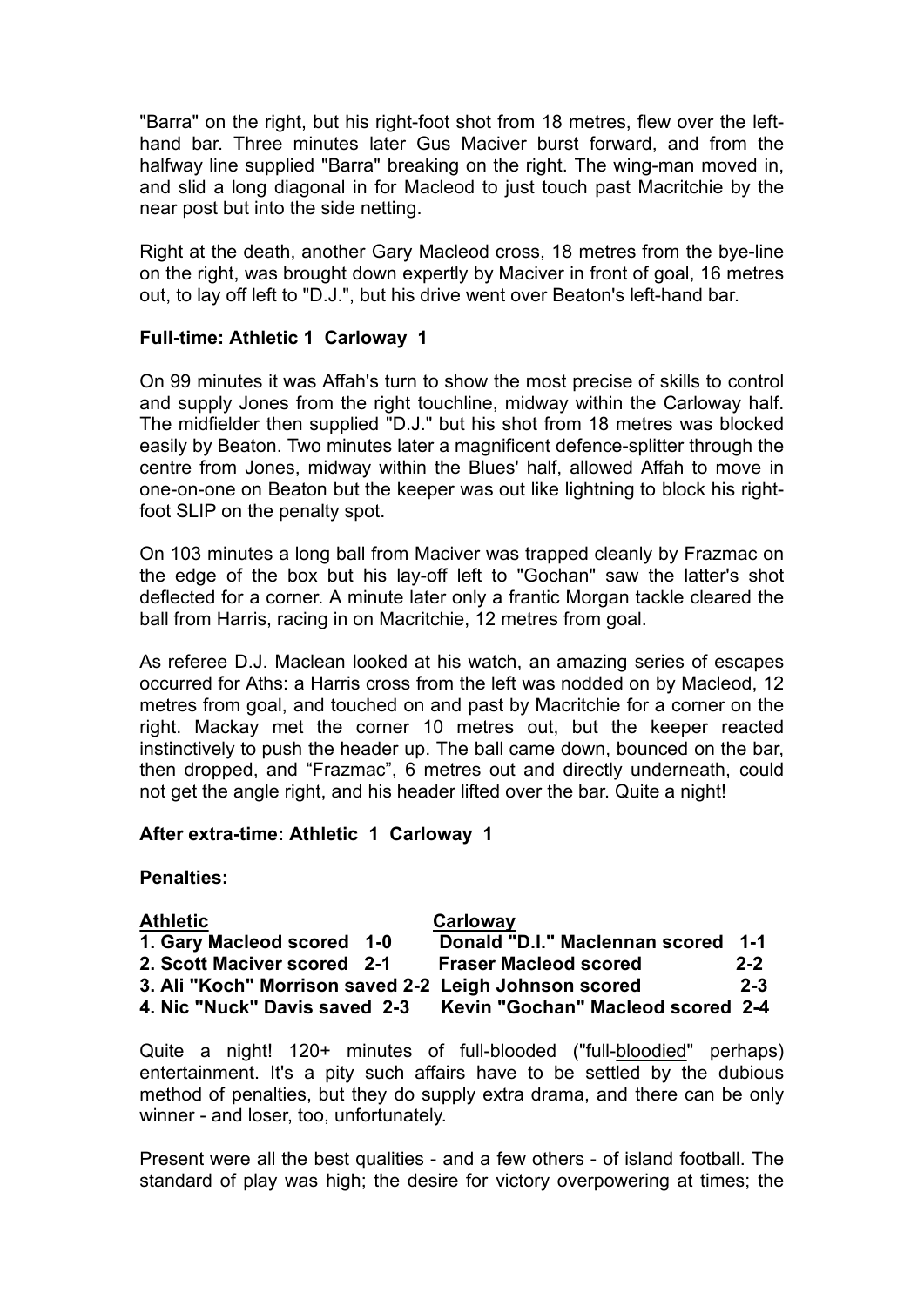"Barra" on the right, but his right-foot shot from 18 metres, flew over the left-hand bar. Three minutes later Gus Maciver burst forward, and from the halfway line supplied "Barra" breaking on the right. The wing-man moved in, and slid a long diagonal in for Macleod to just touch past Macritchie by the near post but into the side netting.

Right at the death, another Gary Macleod cross, 18 metres from the bye-line on the right, was brought down expertly by Maciver in front of goal, 16 metres out, to lay off left to "D.J.", but his drive went over Beaton's left-hand bar.

**Full-time: Athletic 1 Carloway 1**

On 99 minutes it was Affah's turn to show the most precise of skills to control and supply Jones from the right touchline, midway within the Carloway half. The midfielder then supplied "D.J." but his shot from 18 metres was blocked easily by Beaton. Two minutes later a magnificent defence-splitter through the centre from Jones, midway within the Blues' half, allowed Affah to move in one-on-one on Beaton but the keeper was out like lightning to block his right-foot SLIP on the penalty spot.

On 103 minutes a long ball from Maciver was trapped cleanly by Frazmac on the edge of the box but his lay-off left to "Gochan" saw the latter's shot deflected for a corner. A minute later only a frantic Morgan tackle cleared the ball from Harris, racing in on Macritchie, 12 metres from goal.

As referee D.J. Maclean looked at his watch, an amazing series of escapes occurred for Aths: a Harris cross from the left was nodded on by Macleod, 12 metres from goal, and touched on and past by Macritchie for a corner on the right. Mackay met the corner 10 metres out, but the keeper reacted instinctively to push the header up. The ball came down, bounced on the bar, then dropped, and "Frazmac", 6 metres out and directly underneath, could not get the angle right, and his header lifted over the bar. Quite a night!

**After extra-time: Athletic 1 Carloway 1**

**Penalties:**

| Athletic | Carloway |
|---|---|
| **1. Gary Macleod scored 1-0** | **Donald "D.I." Maclennan scored 1-1** |
| **2. Scott Maciver scored 2-1** | **Fraser Macleod scored 2-2** |
| **3. Ali "Koch" Morrison saved 2-2** | **Leigh Johnson scored 2-3** |
| **4. Nic "Nuck" Davis saved 2-3** | **Kevin "Gochan" Macleod scored 2-4** |

Quite a night! 120+ minutes of full-blooded ("full-bloodied" perhaps) entertainment. It's a pity such affairs have to be settled by the dubious method of penalties, but they do supply extra drama, and there can be only winner - and loser, too, unfortunately.

Present were all the best qualities - and a few others - of island football. The standard of play was high; the desire for victory overpowering at times; the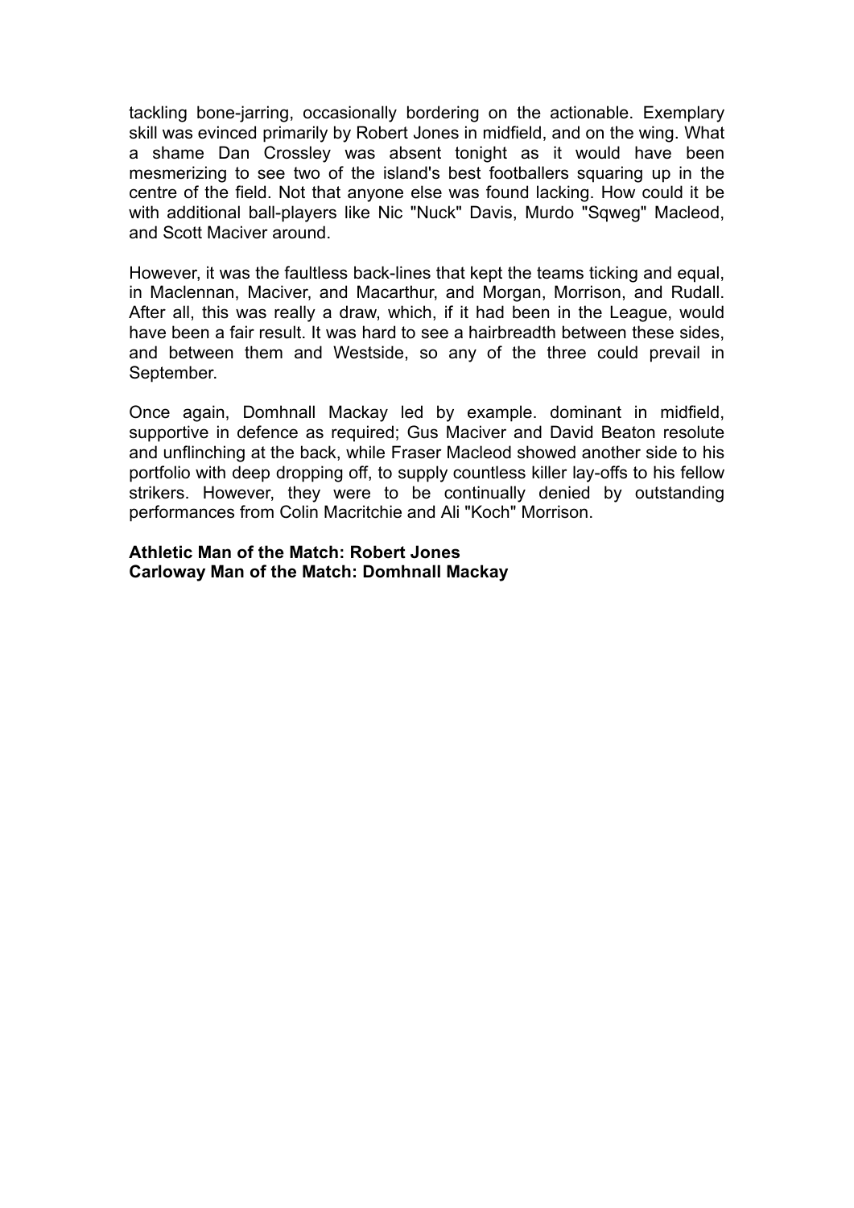tackling bone-jarring, occasionally bordering on the actionable. Exemplary skill was evinced primarily by Robert Jones in midfield, and on the wing. What a shame Dan Crossley was absent tonight as it would have been mesmerizing to see two of the island's best footballers squaring up in the centre of the field. Not that anyone else was found lacking. How could it be with additional ball-players like Nic "Nuck" Davis, Murdo "Sqweg" Macleod, and Scott Maciver around.

However, it was the faultless back-lines that kept the teams ticking and equal, in Maclennan, Maciver, and Macarthur, and Morgan, Morrison, and Rudall. After all, this was really a draw, which, if it had been in the League, would have been a fair result. It was hard to see a hairbreadth between these sides, and between them and Westside, so any of the three could prevail in September.

Once again, Domhnall Mackay led by example. dominant in midfield, supportive in defence as required; Gus Maciver and David Beaton resolute and unflinching at the back, while Fraser Macleod showed another side to his portfolio with deep dropping off, to supply countless killer lay-offs to his fellow strikers. However, they were to be continually denied by outstanding performances from Colin Macritchie and Ali "Koch" Morrison.

**Athletic Man of the Match: Robert Jones**
**Carloway Man of the Match: Domhnall Mackay**